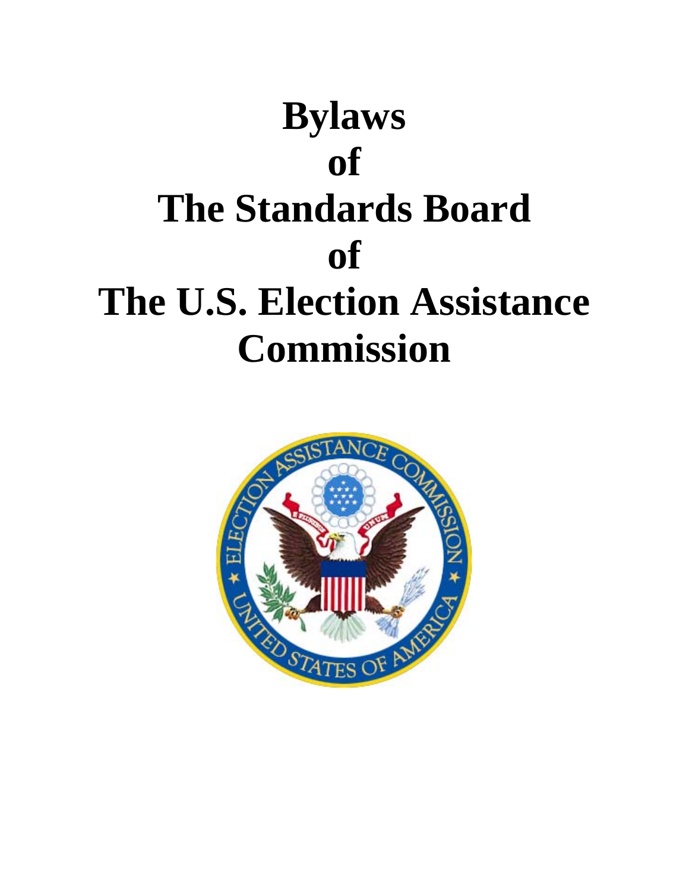# Bylaws of The Standards Board of The U.S. Election Assistance Commission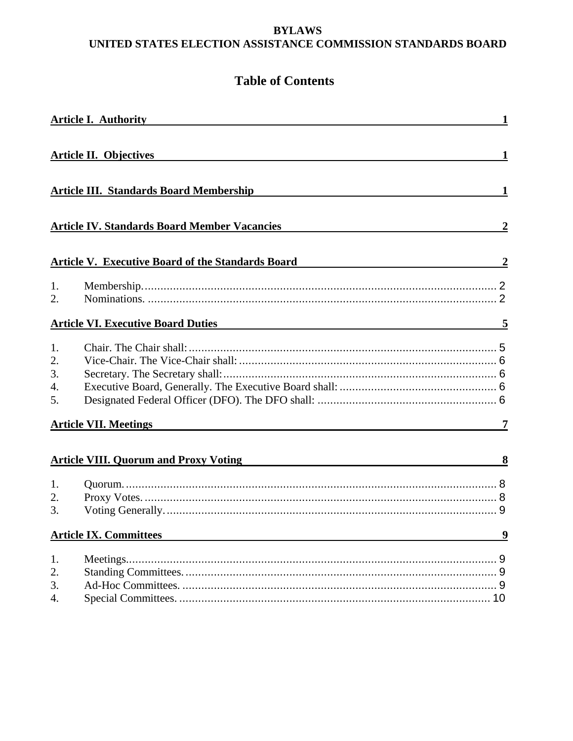**BYLAWS**
**UNITED STATES ELECTION ASSISTANCE COMMISSION STANDARDS BOARD**

# Table of Contents

**Article I. Authority** 1

**Article II. Objectives** 1

**Article III. Standards Board Membership** 1

**Article IV. Standards Board Member Vacancies** 2

**Article V. Executive Board of the Standards Board** 2

1. Membership. 2
2. Nominations. 2

**Article VI. Executive Board Duties** 5

1. Chair. The Chair shall: 5
2. Vice-Chair. The Vice-Chair shall: 6
3. Secretary. The Secretary shall: 6
4. Executive Board, Generally. The Executive Board shall: 6
5. Designated Federal Officer (DFO). The DFO shall: 6

**Article VII. Meetings** 7

**Article VIII. Quorum and Proxy Voting** 8

1. Quorum. 8
2. Proxy Votes. 8
3. Voting Generally. 9

**Article IX. Committees** 9

1. Meetings. 9
2. Standing Committees. 9
3. Ad-Hoc Committees. 9
4. Special Committees. 10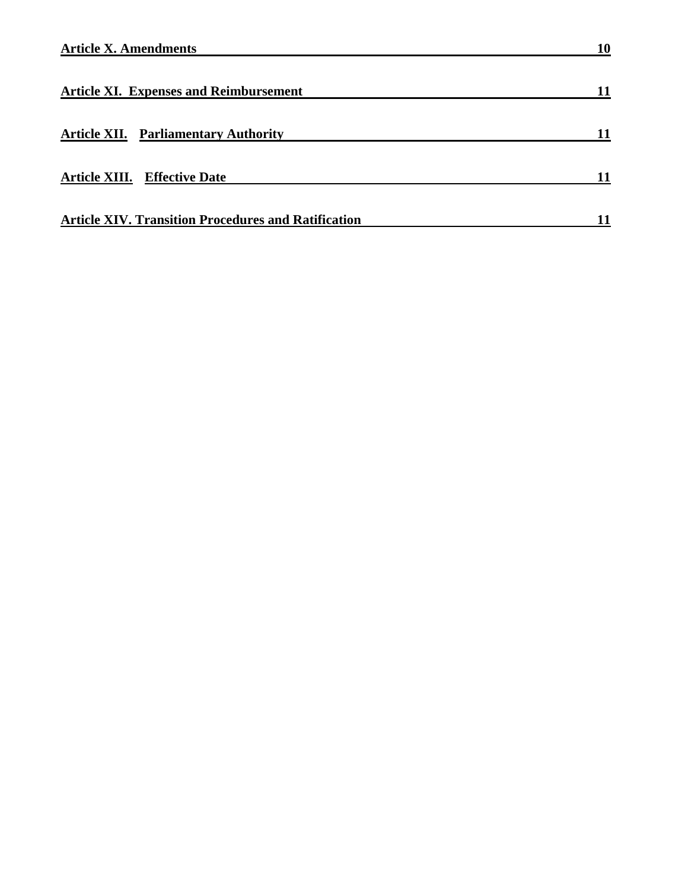**Article X. Amendments** **10**

**Article XI. Expenses and Reimbursement** **11**

**Article XII. Parliamentary Authority** **11**

**Article XIII. Effective Date** **11**

**Article XIV. Transition Procedures and Ratification** **11**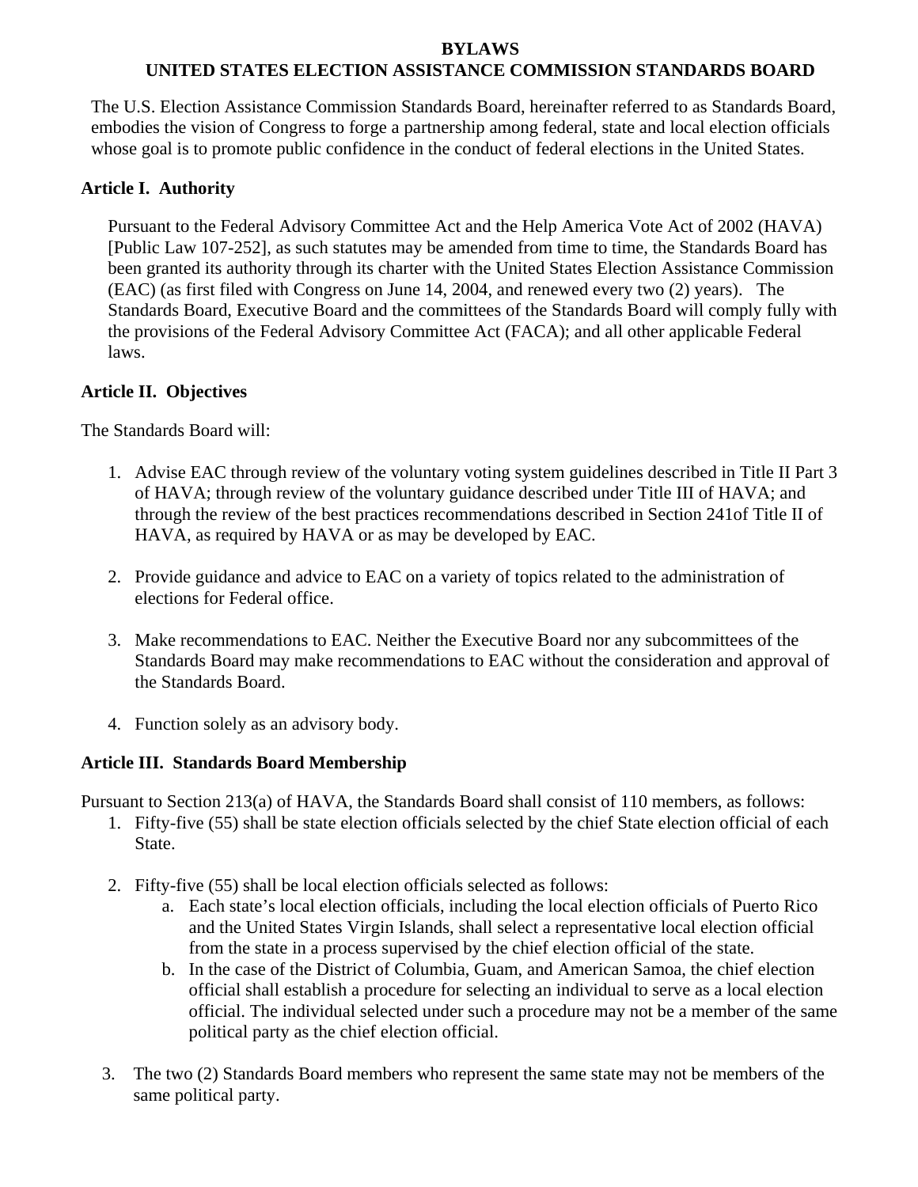# BYLAWS
# UNITED STATES ELECTION ASSISTANCE COMMISSION STANDARDS BOARD

The U.S. Election Assistance Commission Standards Board, hereinafter referred to as Standards Board, embodies the vision of Congress to forge a partnership among federal, state and local election officials whose goal is to promote public confidence in the conduct of federal elections in the United States.

## Article I. Authority

Pursuant to the Federal Advisory Committee Act and the Help America Vote Act of 2002 (HAVA) [Public Law 107-252], as such statutes may be amended from time to time, the Standards Board has been granted its authority through its charter with the United States Election Assistance Commission (EAC) (as first filed with Congress on June 14, 2004, and renewed every two (2) years). The Standards Board, Executive Board and the committees of the Standards Board will comply fully with the provisions of the Federal Advisory Committee Act (FACA); and all other applicable Federal laws.

## Article II. Objectives

The Standards Board will:

1. Advise EAC through review of the voluntary voting system guidelines described in Title II Part 3 of HAVA; through review of the voluntary guidance described under Title III of HAVA; and through the review of the best practices recommendations described in Section 241of Title II of HAVA, as required by HAVA or as may be developed by EAC.

2. Provide guidance and advice to EAC on a variety of topics related to the administration of elections for Federal office.

3. Make recommendations to EAC. Neither the Executive Board nor any subcommittees of the Standards Board may make recommendations to EAC without the consideration and approval of the Standards Board.

4. Function solely as an advisory body.

## Article III. Standards Board Membership

Pursuant to Section 213(a) of HAVA, the Standards Board shall consist of 110 members, as follows:

1. Fifty-five (55) shall be state election officials selected by the chief State election official of each State.

2. Fifty-five (55) shall be local election officials selected as follows:
   a. Each state's local election officials, including the local election officials of Puerto Rico and the United States Virgin Islands, shall select a representative local election official from the state in a process supervised by the chief election official of the state.
   b. In the case of the District of Columbia, Guam, and American Samoa, the chief election official shall establish a procedure for selecting an individual to serve as a local election official. The individual selected under such a procedure may not be a member of the same political party as the chief election official.

3. The two (2) Standards Board members who represent the same state may not be members of the same political party.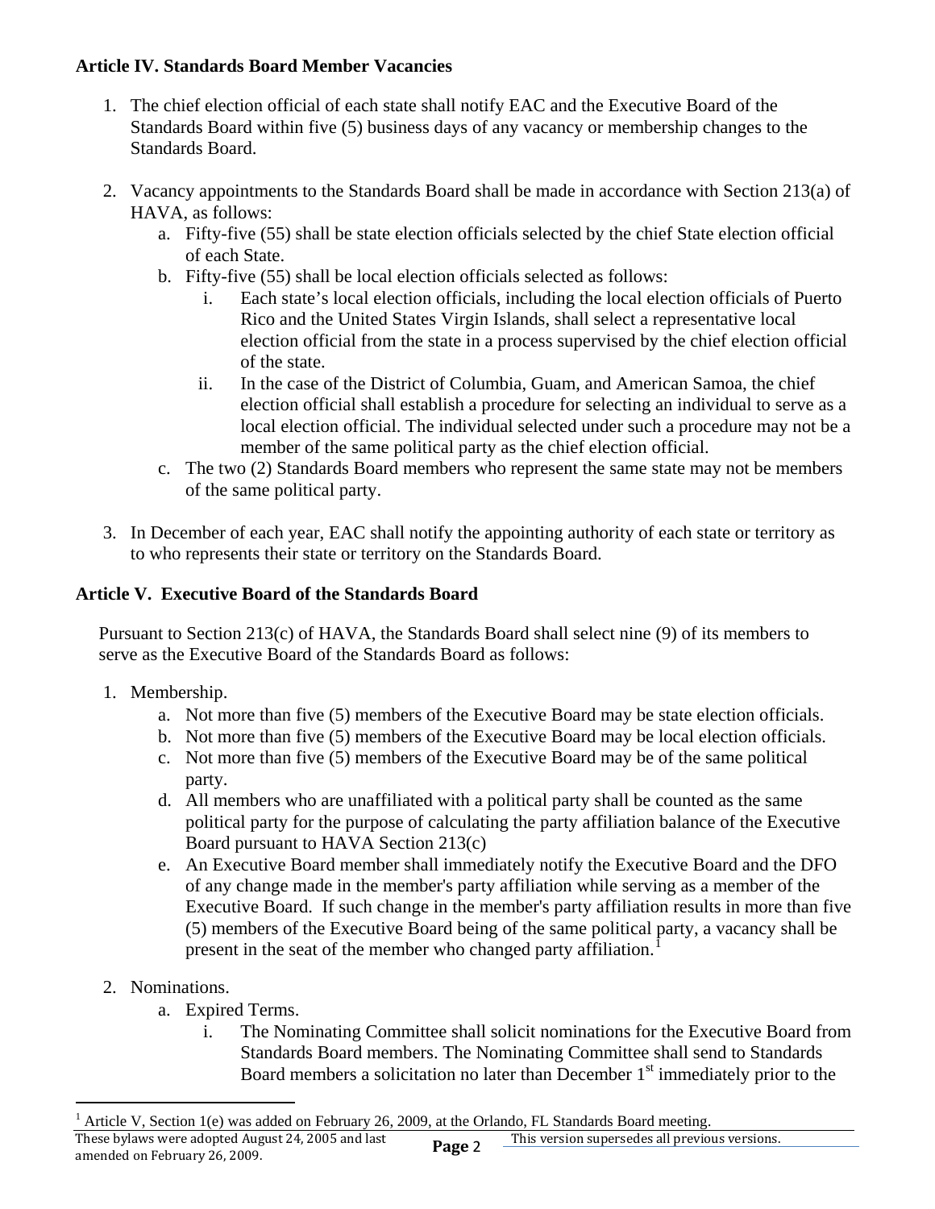**Article IV. Standards Board Member Vacancies**

1. The chief election official of each state shall notify EAC and the Executive Board of the Standards Board within five (5) business days of any vacancy or membership changes to the Standards Board.

2. Vacancy appointments to the Standards Board shall be made in accordance with Section 213(a) of HAVA, as follows:
   a. Fifty-five (55) shall be state election officials selected by the chief State election official of each State.
   b. Fifty-five (55) shall be local election officials selected as follows:
      i. Each state's local election officials, including the local election officials of Puerto Rico and the United States Virgin Islands, shall select a representative local election official from the state in a process supervised by the chief election official of the state.
      ii. In the case of the District of Columbia, Guam, and American Samoa, the chief election official shall establish a procedure for selecting an individual to serve as a local election official. The individual selected under such a procedure may not be a member of the same political party as the chief election official.
   c. The two (2) Standards Board members who represent the same state may not be members of the same political party.

3. In December of each year, EAC shall notify the appointing authority of each state or territory as to who represents their state or territory on the Standards Board.

**Article V. Executive Board of the Standards Board**

Pursuant to Section 213(c) of HAVA, the Standards Board shall select nine (9) of its members to serve as the Executive Board of the Standards Board as follows:

1. Membership.
   a. Not more than five (5) members of the Executive Board may be state election officials.
   b. Not more than five (5) members of the Executive Board may be local election officials.
   c. Not more than five (5) members of the Executive Board may be of the same political party.
   d. All members who are unaffiliated with a political party shall be counted as the same political party for the purpose of calculating the party affiliation balance of the Executive Board pursuant to HAVA Section 213(c)
   e. An Executive Board member shall immediately notify the Executive Board and the DFO of any change made in the member's party affiliation while serving as a member of the Executive Board. If such change in the member's party affiliation results in more than five (5) members of the Executive Board being of the same political party, a vacancy shall be present in the seat of the member who changed party affiliation.[1]

2. Nominations.
   a. Expired Terms.
      i. The Nominating Committee shall solicit nominations for the Executive Board from Standards Board members. The Nominating Committee shall send to Standards Board members a solicitation no later than December 1st immediately prior to the

[1] Article V, Section 1(e) was added on February 26, 2009, at the Orlando, FL Standards Board meeting.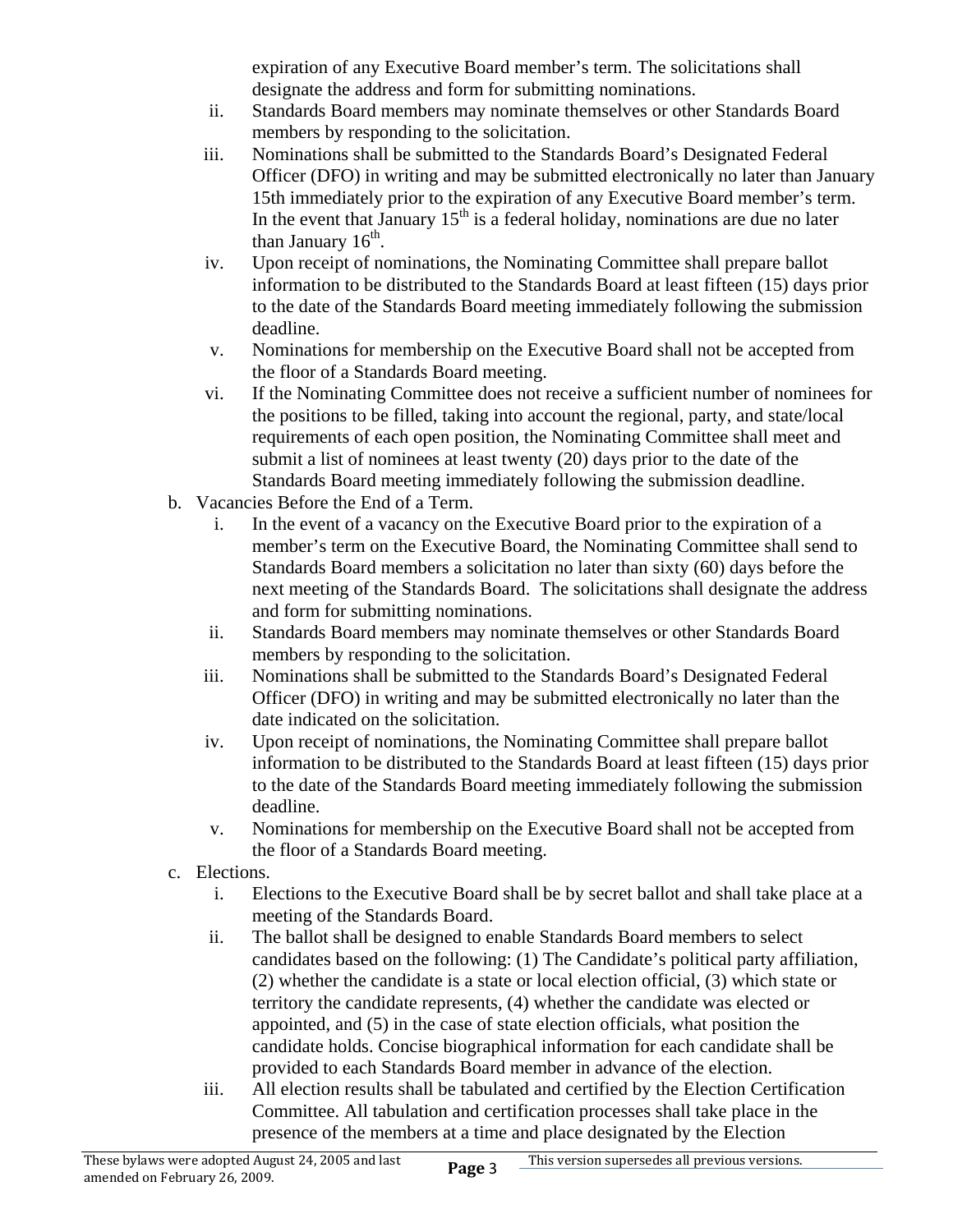expiration of any Executive Board member's term. The solicitations shall designate the address and form for submitting nominations.

   ii. Standards Board members may nominate themselves or other Standards Board members by responding to the solicitation.
   iii. Nominations shall be submitted to the Standards Board's Designated Federal Officer (DFO) in writing and may be submitted electronically no later than January 15th immediately prior to the expiration of any Executive Board member's term. In the event that January 15th is a federal holiday, nominations are due no later than January 16th.
   iv. Upon receipt of nominations, the Nominating Committee shall prepare ballot information to be distributed to the Standards Board at least fifteen (15) days prior to the date of the Standards Board meeting immediately following the submission deadline.
   v. Nominations for membership on the Executive Board shall not be accepted from the floor of a Standards Board meeting.
   vi. If the Nominating Committee does not receive a sufficient number of nominees for the positions to be filled, taking into account the regional, party, and state/local requirements of each open position, the Nominating Committee shall meet and submit a list of nominees at least twenty (20) days prior to the date of the Standards Board meeting immediately following the submission deadline.

b. Vacancies Before the End of a Term.
   i. In the event of a vacancy on the Executive Board prior to the expiration of a member's term on the Executive Board, the Nominating Committee shall send to Standards Board members a solicitation no later than sixty (60) days before the next meeting of the Standards Board. The solicitations shall designate the address and form for submitting nominations.
   ii. Standards Board members may nominate themselves or other Standards Board members by responding to the solicitation.
   iii. Nominations shall be submitted to the Standards Board's Designated Federal Officer (DFO) in writing and may be submitted electronically no later than the date indicated on the solicitation.
   iv. Upon receipt of nominations, the Nominating Committee shall prepare ballot information to be distributed to the Standards Board at least fifteen (15) days prior to the date of the Standards Board meeting immediately following the submission deadline.
   v. Nominations for membership on the Executive Board shall not be accepted from the floor of a Standards Board meeting.

c. Elections.
   i. Elections to the Executive Board shall be by secret ballot and shall take place at a meeting of the Standards Board.
   ii. The ballot shall be designed to enable Standards Board members to select candidates based on the following: (1) The Candidate's political party affiliation, (2) whether the candidate is a state or local election official, (3) which state or territory the candidate represents, (4) whether the candidate was elected or appointed, and (5) in the case of state election officials, what position the candidate holds. Concise biographical information for each candidate shall be provided to each Standards Board member in advance of the election.
   iii. All election results shall be tabulated and certified by the Election Certification Committee. All tabulation and certification processes shall take place in the presence of the members at a time and place designated by the Election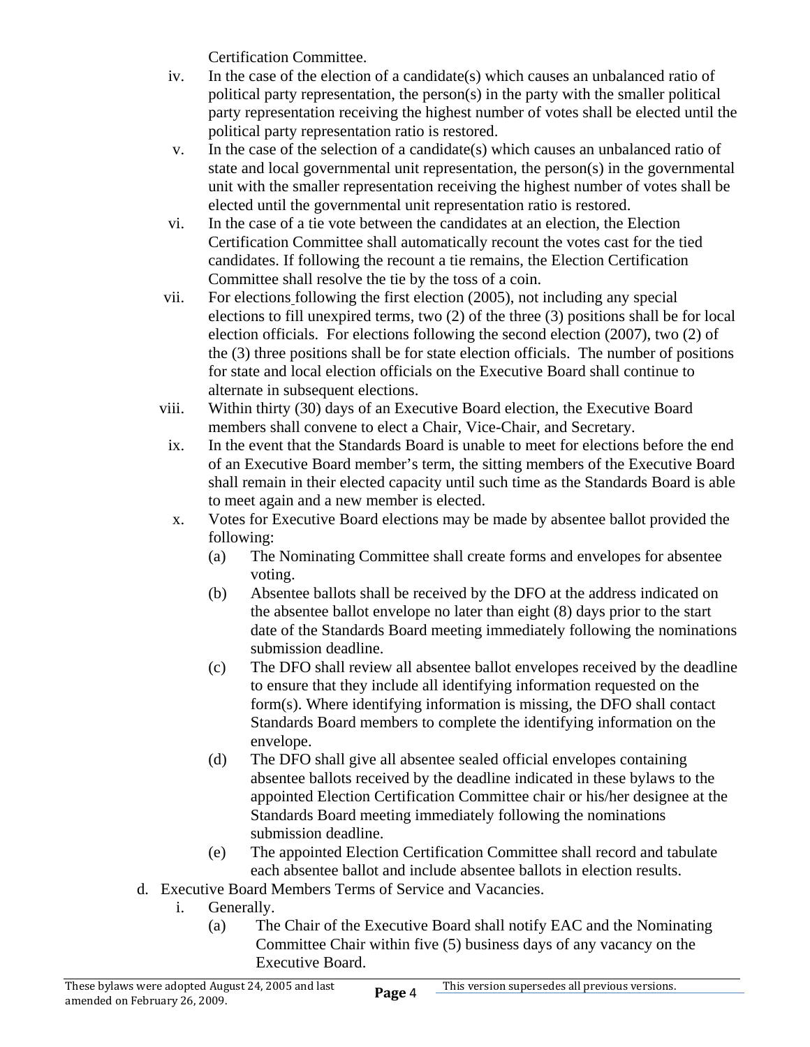Certification Committee.

iv. In the case of the election of a candidate(s) which causes an unbalanced ratio of political party representation, the person(s) in the party with the smaller political party representation receiving the highest number of votes shall be elected until the political party representation ratio is restored.

v. In the case of the selection of a candidate(s) which causes an unbalanced ratio of state and local governmental unit representation, the person(s) in the governmental unit with the smaller representation receiving the highest number of votes shall be elected until the governmental unit representation ratio is restored.

vi. In the case of a tie vote between the candidates at an election, the Election Certification Committee shall automatically recount the votes cast for the tied candidates. If following the recount a tie remains, the Election Certification Committee shall resolve the tie by the toss of a coin.

vii. For elections following the first election (2005), not including any special elections to fill unexpired terms, two (2) of the three (3) positions shall be for local election officials. For elections following the second election (2007), two (2) of the (3) three positions shall be for state election officials. The number of positions for state and local election officials on the Executive Board shall continue to alternate in subsequent elections.

viii. Within thirty (30) days of an Executive Board election, the Executive Board members shall convene to elect a Chair, Vice-Chair, and Secretary.

ix. In the event that the Standards Board is unable to meet for elections before the end of an Executive Board member's term, the sitting members of the Executive Board shall remain in their elected capacity until such time as the Standards Board is able to meet again and a new member is elected.

x. Votes for Executive Board elections may be made by absentee ballot provided the following:

(a) The Nominating Committee shall create forms and envelopes for absentee voting.

(b) Absentee ballots shall be received by the DFO at the address indicated on the absentee ballot envelope no later than eight (8) days prior to the start date of the Standards Board meeting immediately following the nominations submission deadline.

(c) The DFO shall review all absentee ballot envelopes received by the deadline to ensure that they include all identifying information requested on the form(s). Where identifying information is missing, the DFO shall contact Standards Board members to complete the identifying information on the envelope.

(d) The DFO shall give all absentee sealed official envelopes containing absentee ballots received by the deadline indicated in these bylaws to the appointed Election Certification Committee chair or his/her designee at the Standards Board meeting immediately following the nominations submission deadline.

(e) The appointed Election Certification Committee shall record and tabulate each absentee ballot and include absentee ballots in election results.

d. Executive Board Members Terms of Service and Vacancies.

i. Generally.

(a) The Chair of the Executive Board shall notify EAC and the Nominating Committee Chair within five (5) business days of any vacancy on the Executive Board.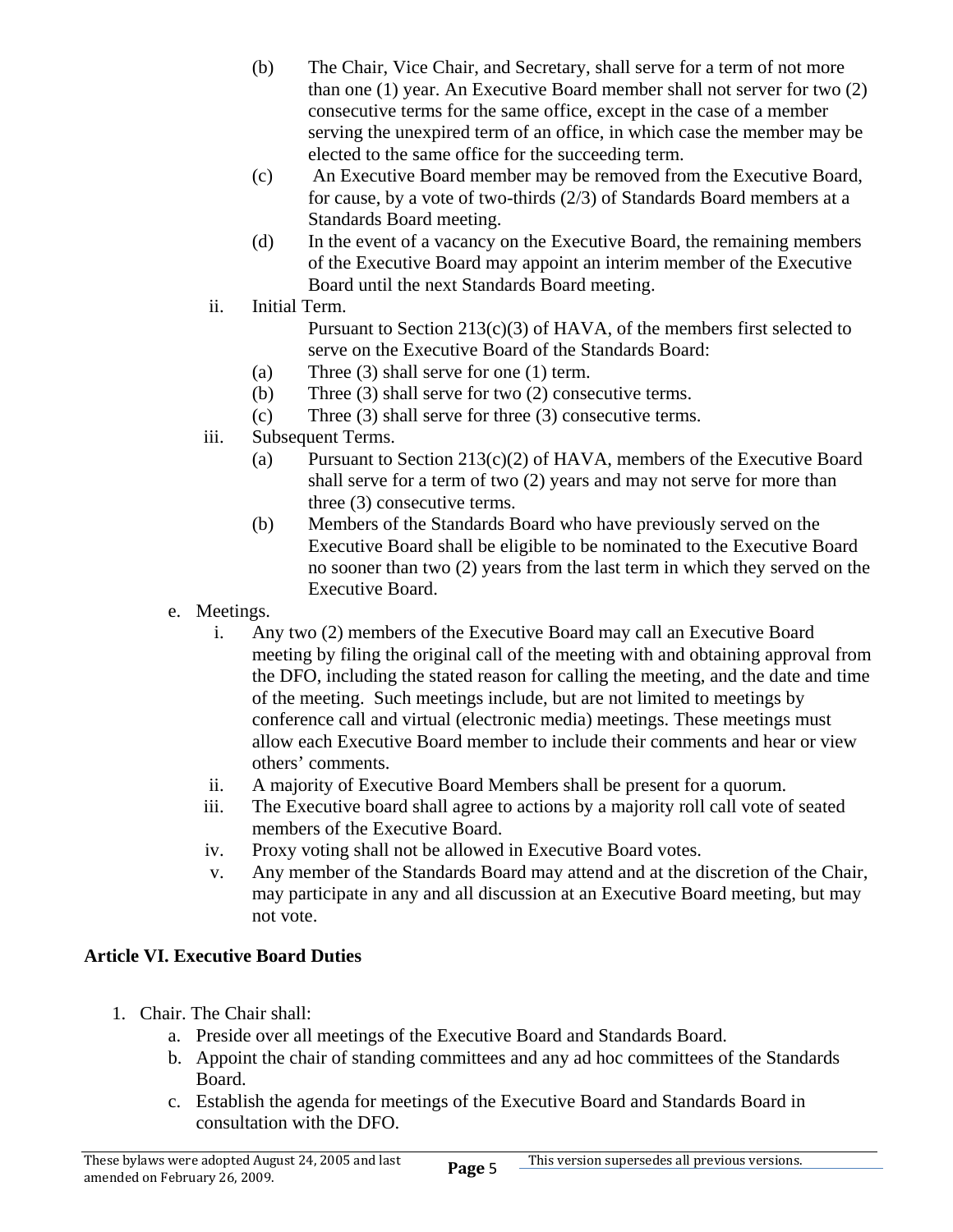(b) The Chair, Vice Chair, and Secretary, shall serve for a term of not more than one (1) year. An Executive Board member shall not server for two (2) consecutive terms for the same office, except in the case of a member serving the unexpired term of an office, in which case the member may be elected to the same office for the succeeding term.

(c) An Executive Board member may be removed from the Executive Board, for cause, by a vote of two-thirds (2/3) of Standards Board members at a Standards Board meeting.

(d) In the event of a vacancy on the Executive Board, the remaining members of the Executive Board may appoint an interim member of the Executive Board until the next Standards Board meeting.

ii. Initial Term.

Pursuant to Section 213(c)(3) of HAVA, of the members first selected to serve on the Executive Board of the Standards Board:

(a) Three (3) shall serve for one (1) term.

(b) Three (3) shall serve for two (2) consecutive terms.

(c) Three (3) shall serve for three (3) consecutive terms.

iii. Subsequent Terms.

(a) Pursuant to Section 213(c)(2) of HAVA, members of the Executive Board shall serve for a term of two (2) years and may not serve for more than three (3) consecutive terms.

(b) Members of the Standards Board who have previously served on the Executive Board shall be eligible to be nominated to the Executive Board no sooner than two (2) years from the last term in which they served on the Executive Board.

e. Meetings.

i. Any two (2) members of the Executive Board may call an Executive Board meeting by filing the original call of the meeting with and obtaining approval from the DFO, including the stated reason for calling the meeting, and the date and time of the meeting. Such meetings include, but are not limited to meetings by conference call and virtual (electronic media) meetings. These meetings must allow each Executive Board member to include their comments and hear or view others' comments.

ii. A majority of Executive Board Members shall be present for a quorum.

iii. The Executive board shall agree to actions by a majority roll call vote of seated members of the Executive Board.

iv. Proxy voting shall not be allowed in Executive Board votes.

v. Any member of the Standards Board may attend and at the discretion of the Chair, may participate in any and all discussion at an Executive Board meeting, but may not vote.

**Article VI. Executive Board Duties**

1. Chair. The Chair shall:
   a. Preside over all meetings of the Executive Board and Standards Board.
   b. Appoint the chair of standing committees and any ad hoc committees of the Standards Board.
   c. Establish the agenda for meetings of the Executive Board and Standards Board in consultation with the DFO.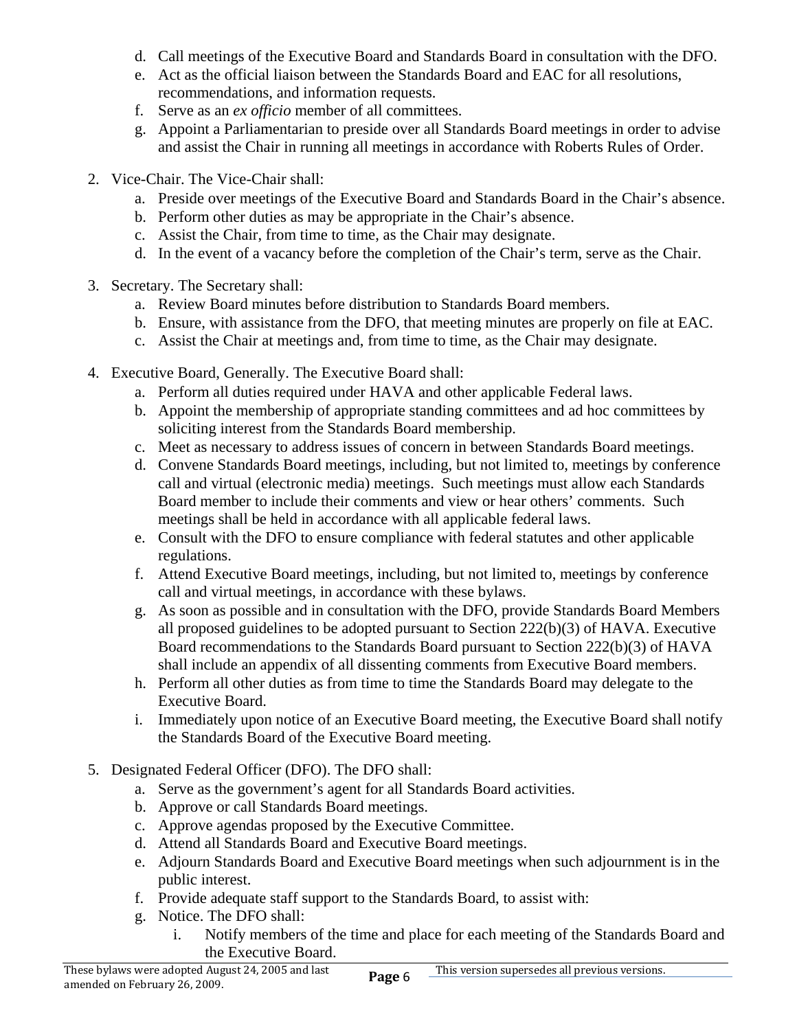d. Call meetings of the Executive Board and Standards Board in consultation with the DFO.
   e. Act as the official liaison between the Standards Board and EAC for all resolutions, recommendations, and information requests.
   f. Serve as an *ex officio* member of all committees.
   g. Appoint a Parliamentarian to preside over all Standards Board meetings in order to advise and assist the Chair in running all meetings in accordance with Roberts Rules of Order.

2. Vice-Chair. The Vice-Chair shall:
   a. Preside over meetings of the Executive Board and Standards Board in the Chair's absence.
   b. Perform other duties as may be appropriate in the Chair's absence.
   c. Assist the Chair, from time to time, as the Chair may designate.
   d. In the event of a vacancy before the completion of the Chair's term, serve as the Chair.

3. Secretary. The Secretary shall:
   a. Review Board minutes before distribution to Standards Board members.
   b. Ensure, with assistance from the DFO, that meeting minutes are properly on file at EAC.
   c. Assist the Chair at meetings and, from time to time, as the Chair may designate.

4. Executive Board, Generally. The Executive Board shall:
   a. Perform all duties required under HAVA and other applicable Federal laws.
   b. Appoint the membership of appropriate standing committees and ad hoc committees by soliciting interest from the Standards Board membership.
   c. Meet as necessary to address issues of concern in between Standards Board meetings.
   d. Convene Standards Board meetings, including, but not limited to, meetings by conference call and virtual (electronic media) meetings. Such meetings must allow each Standards Board member to include their comments and view or hear others' comments. Such meetings shall be held in accordance with all applicable federal laws.
   e. Consult with the DFO to ensure compliance with federal statutes and other applicable regulations.
   f. Attend Executive Board meetings, including, but not limited to, meetings by conference call and virtual meetings, in accordance with these bylaws.
   g. As soon as possible and in consultation with the DFO, provide Standards Board Members all proposed guidelines to be adopted pursuant to Section 222(b)(3) of HAVA. Executive Board recommendations to the Standards Board pursuant to Section 222(b)(3) of HAVA shall include an appendix of all dissenting comments from Executive Board members.
   h. Perform all other duties as from time to time the Standards Board may delegate to the Executive Board.
   i. Immediately upon notice of an Executive Board meeting, the Executive Board shall notify the Standards Board of the Executive Board meeting.

5. Designated Federal Officer (DFO). The DFO shall:
   a. Serve as the government's agent for all Standards Board activities.
   b. Approve or call Standards Board meetings.
   c. Approve agendas proposed by the Executive Committee.
   d. Attend all Standards Board and Executive Board meetings.
   e. Adjourn Standards Board and Executive Board meetings when such adjournment is in the public interest.
   f. Provide adequate staff support to the Standards Board, to assist with:
   g. Notice. The DFO shall:
      i. Notify members of the time and place for each meeting of the Standards Board and the Executive Board.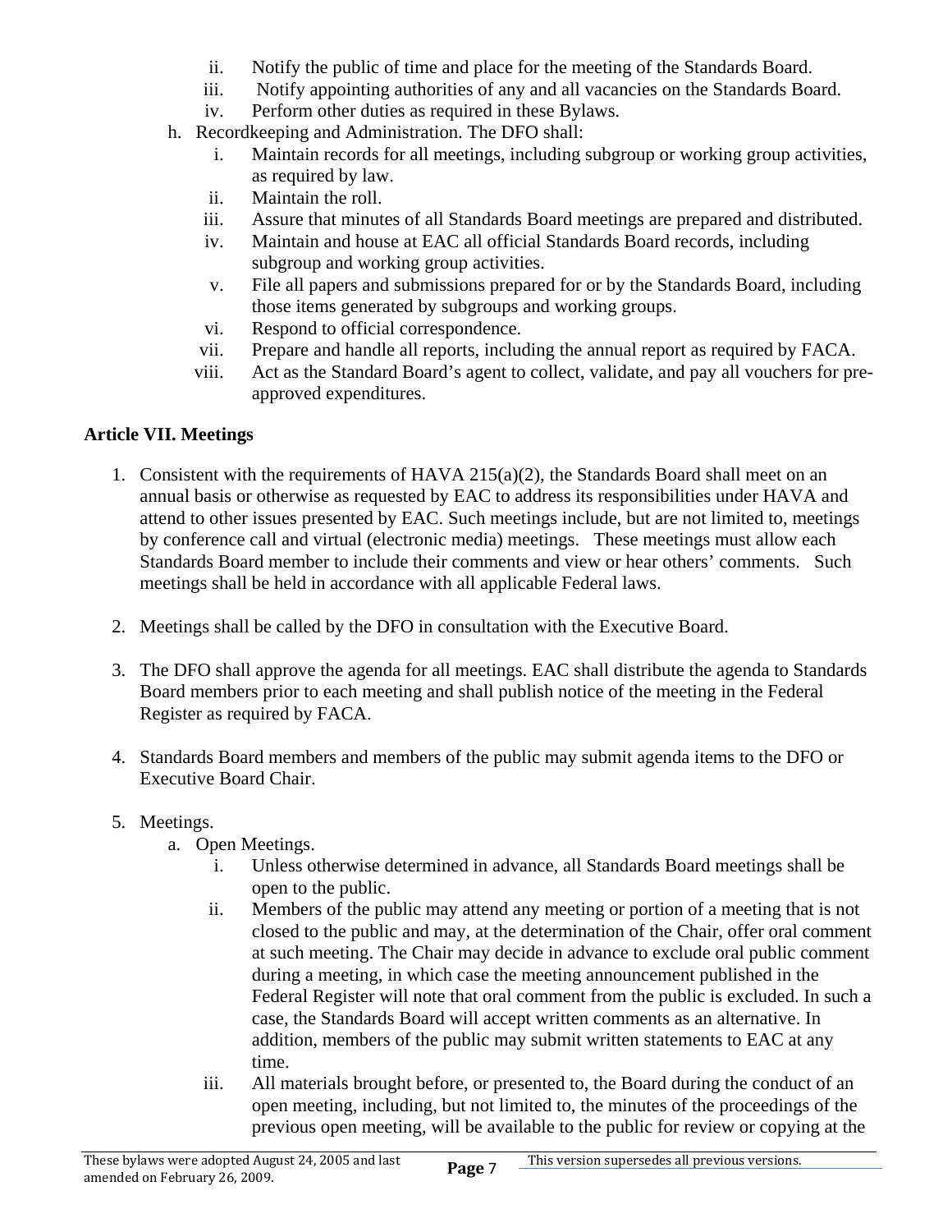ii. Notify the public of time and place for the meeting of the Standards Board.
iii. Notify appointing authorities of any and all vacancies on the Standards Board.
iv. Perform other duties as required in these Bylaws.

h. Recordkeeping and Administration. The DFO shall:
   i. Maintain records for all meetings, including subgroup or working group activities, as required by law.
   ii. Maintain the roll.
   iii. Assure that minutes of all Standards Board meetings are prepared and distributed.
   iv. Maintain and house at EAC all official Standards Board records, including subgroup and working group activities.
   v. File all papers and submissions prepared for or by the Standards Board, including those items generated by subgroups and working groups.
   vi. Respond to official correspondence.
   vii. Prepare and handle all reports, including the annual report as required by FACA.
   viii. Act as the Standard Board's agent to collect, validate, and pay all vouchers for pre-approved expenditures.

**Article VII. Meetings**

1. Consistent with the requirements of HAVA 215(a)(2), the Standards Board shall meet on an annual basis or otherwise as requested by EAC to address its responsibilities under HAVA and attend to other issues presented by EAC. Such meetings include, but are not limited to, meetings by conference call and virtual (electronic media) meetings. These meetings must allow each Standards Board member to include their comments and view or hear others' comments. Such meetings shall be held in accordance with all applicable Federal laws.

2. Meetings shall be called by the DFO in consultation with the Executive Board.

3. The DFO shall approve the agenda for all meetings. EAC shall distribute the agenda to Standards Board members prior to each meeting and shall publish notice of the meeting in the Federal Register as required by FACA.

4. Standards Board members and members of the public may submit agenda items to the DFO or Executive Board Chair.

5. Meetings.
   a. Open Meetings.
      i. Unless otherwise determined in advance, all Standards Board meetings shall be open to the public.
      ii. Members of the public may attend any meeting or portion of a meeting that is not closed to the public and may, at the determination of the Chair, offer oral comment at such meeting. The Chair may decide in advance to exclude oral public comment during a meeting, in which case the meeting announcement published in the Federal Register will note that oral comment from the public is excluded. In such a case, the Standards Board will accept written comments as an alternative. In addition, members of the public may submit written statements to EAC at any time.
      iii. All materials brought before, or presented to, the Board during the conduct of an open meeting, including, but not limited to, the minutes of the proceedings of the previous open meeting, will be available to the public for review or copying at the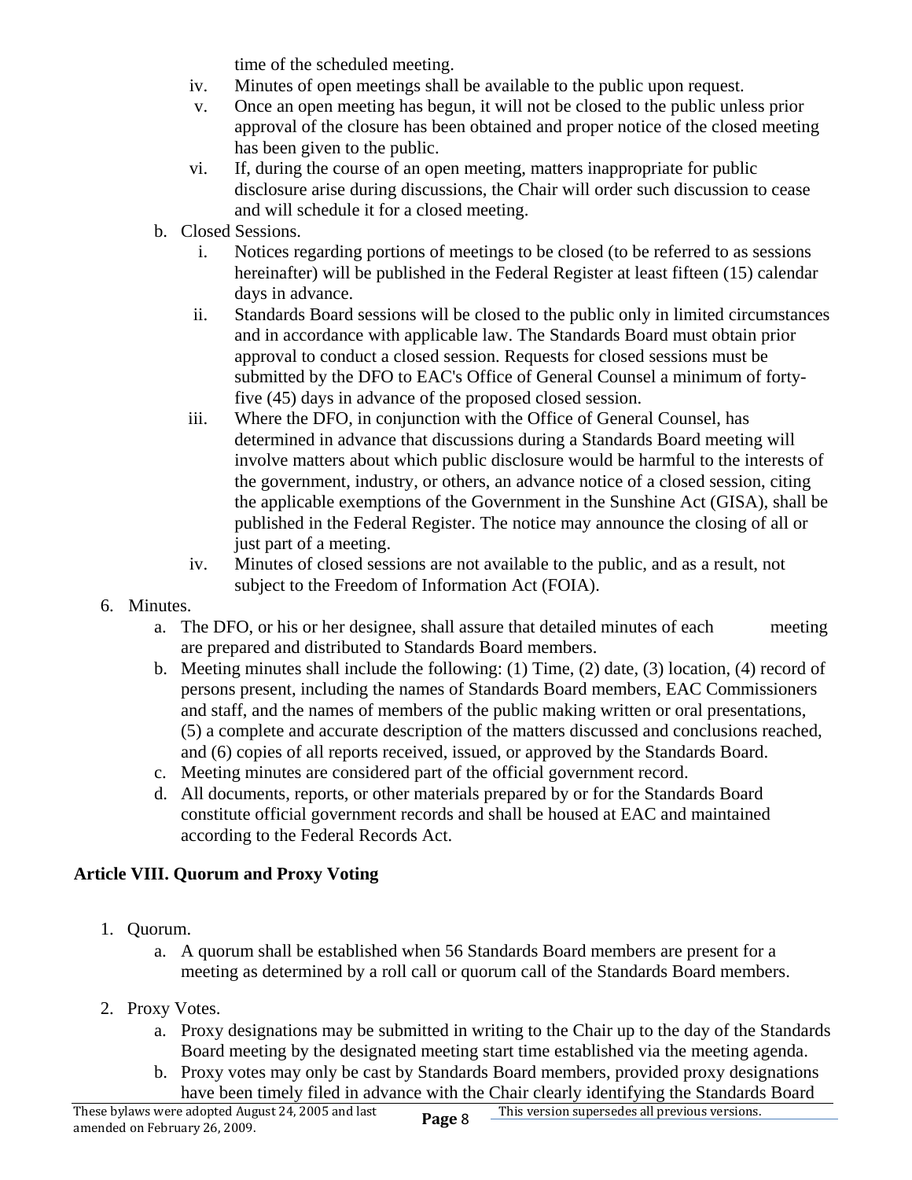time of the scheduled meeting.

iv. Minutes of open meetings shall be available to the public upon request.

v. Once an open meeting has begun, it will not be closed to the public unless prior approval of the closure has been obtained and proper notice of the closed meeting has been given to the public.

vi. If, during the course of an open meeting, matters inappropriate for public disclosure arise during discussions, the Chair will order such discussion to cease and will schedule it for a closed meeting.

b. Closed Sessions.

i. Notices regarding portions of meetings to be closed (to be referred to as sessions hereinafter) will be published in the Federal Register at least fifteen (15) calendar days in advance.

ii. Standards Board sessions will be closed to the public only in limited circumstances and in accordance with applicable law. The Standards Board must obtain prior approval to conduct a closed session. Requests for closed sessions must be submitted by the DFO to EAC's Office of General Counsel a minimum of forty-five (45) days in advance of the proposed closed session.

iii. Where the DFO, in conjunction with the Office of General Counsel, has determined in advance that discussions during a Standards Board meeting will involve matters about which public disclosure would be harmful to the interests of the government, industry, or others, an advance notice of a closed session, citing the applicable exemptions of the Government in the Sunshine Act (GISA), shall be published in the Federal Register. The notice may announce the closing of all or just part of a meeting.

iv. Minutes of closed sessions are not available to the public, and as a result, not subject to the Freedom of Information Act (FOIA).

6. Minutes.

a. The DFO, or his or her designee, shall assure that detailed minutes of each meeting are prepared and distributed to Standards Board members.

b. Meeting minutes shall include the following: (1) Time, (2) date, (3) location, (4) record of persons present, including the names of Standards Board members, EAC Commissioners and staff, and the names of members of the public making written or oral presentations, (5) a complete and accurate description of the matters discussed and conclusions reached, and (6) copies of all reports received, issued, or approved by the Standards Board.

c. Meeting minutes are considered part of the official government record.

d. All documents, reports, or other materials prepared by or for the Standards Board constitute official government records and shall be housed at EAC and maintained according to the Federal Records Act.

**Article VIII. Quorum and Proxy Voting**

1. Quorum.

a. A quorum shall be established when 56 Standards Board members are present for a meeting as determined by a roll call or quorum call of the Standards Board members.

2. Proxy Votes.

a. Proxy designations may be submitted in writing to the Chair up to the day of the Standards Board meeting by the designated meeting start time established via the meeting agenda.

b. Proxy votes may only be cast by Standards Board members, provided proxy designations have been timely filed in advance with the Chair clearly identifying the Standards Board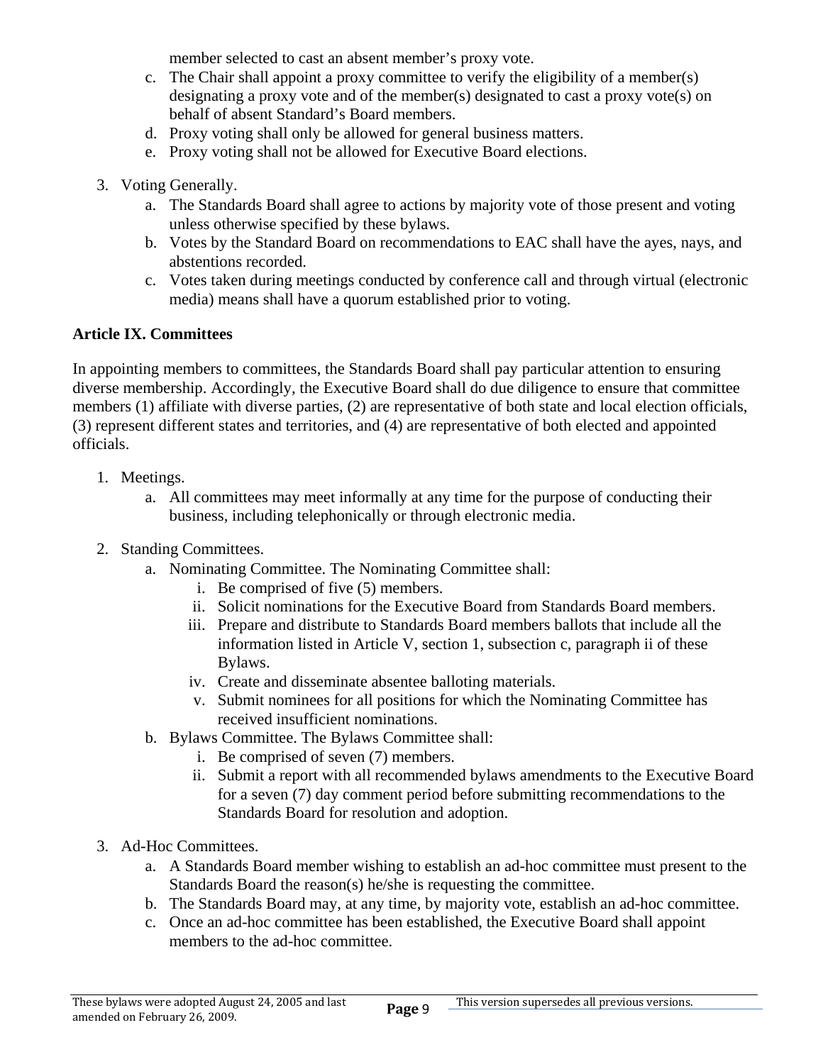member selected to cast an absent member's proxy vote.

c. The Chair shall appoint a proxy committee to verify the eligibility of a member(s) designating a proxy vote and of the member(s) designated to cast a proxy vote(s) on behalf of absent Standard's Board members.
d. Proxy voting shall only be allowed for general business matters.
e. Proxy voting shall not be allowed for Executive Board elections.

3. Voting Generally.
   a. The Standards Board shall agree to actions by majority vote of those present and voting unless otherwise specified by these bylaws.
   b. Votes by the Standard Board on recommendations to EAC shall have the ayes, nays, and abstentions recorded.
   c. Votes taken during meetings conducted by conference call and through virtual (electronic media) means shall have a quorum established prior to voting.

**Article IX. Committees**

In appointing members to committees, the Standards Board shall pay particular attention to ensuring diverse membership. Accordingly, the Executive Board shall do due diligence to ensure that committee members (1) affiliate with diverse parties, (2) are representative of both state and local election officials, (3) represent different states and territories, and (4) are representative of both elected and appointed officials.

1. Meetings.
   a. All committees may meet informally at any time for the purpose of conducting their business, including telephonically or through electronic media.

2. Standing Committees.
   a. Nominating Committee. The Nominating Committee shall:
      i. Be comprised of five (5) members.
      ii. Solicit nominations for the Executive Board from Standards Board members.
      iii. Prepare and distribute to Standards Board members ballots that include all the information listed in Article V, section 1, subsection c, paragraph ii of these Bylaws.
      iv. Create and disseminate absentee balloting materials.
      v. Submit nominees for all positions for which the Nominating Committee has received insufficient nominations.
   b. Bylaws Committee. The Bylaws Committee shall:
      i. Be comprised of seven (7) members.
      ii. Submit a report with all recommended bylaws amendments to the Executive Board for a seven (7) day comment period before submitting recommendations to the Standards Board for resolution and adoption.

3. Ad-Hoc Committees.
   a. A Standards Board member wishing to establish an ad-hoc committee must present to the Standards Board the reason(s) he/she is requesting the committee.
   b. The Standards Board may, at any time, by majority vote, establish an ad-hoc committee.
   c. Once an ad-hoc committee has been established, the Executive Board shall appoint members to the ad-hoc committee.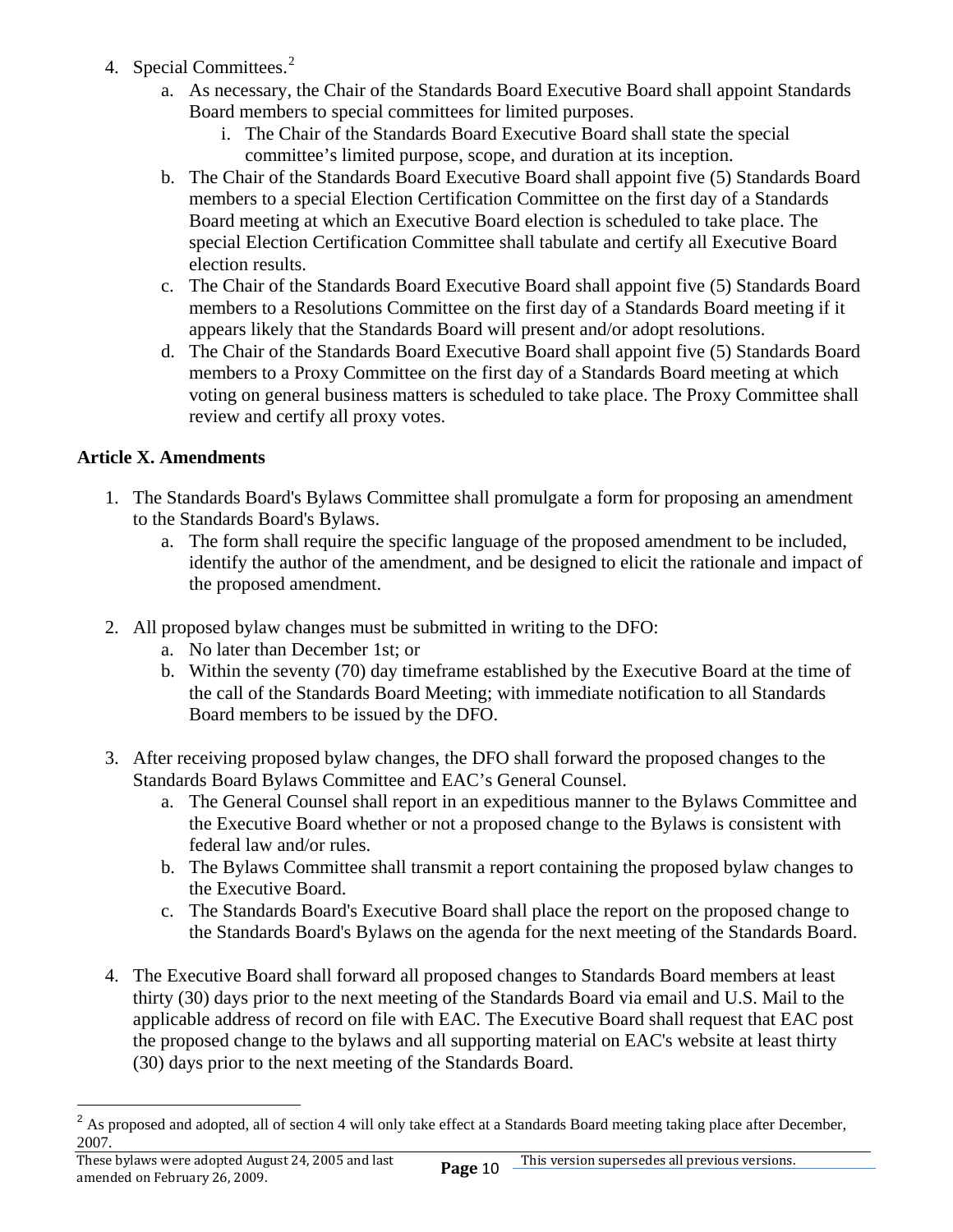4. Special Committees.[2]
    a. As necessary, the Chair of the Standards Board Executive Board shall appoint Standards Board members to special committees for limited purposes.
        i. The Chair of the Standards Board Executive Board shall state the special committee's limited purpose, scope, and duration at its inception.
    b. The Chair of the Standards Board Executive Board shall appoint five (5) Standards Board members to a special Election Certification Committee on the first day of a Standards Board meeting at which an Executive Board election is scheduled to take place. The special Election Certification Committee shall tabulate and certify all Executive Board election results.
    c. The Chair of the Standards Board Executive Board shall appoint five (5) Standards Board members to a Resolutions Committee on the first day of a Standards Board meeting if it appears likely that the Standards Board will present and/or adopt resolutions.
    d. The Chair of the Standards Board Executive Board shall appoint five (5) Standards Board members to a Proxy Committee on the first day of a Standards Board meeting at which voting on general business matters is scheduled to take place. The Proxy Committee shall review and certify all proxy votes.

**Article X. Amendments**

1. The Standards Board's Bylaws Committee shall promulgate a form for proposing an amendment to the Standards Board's Bylaws.
    a. The form shall require the specific language of the proposed amendment to be included, identify the author of the amendment, and be designed to elicit the rationale and impact of the proposed amendment.

2. All proposed bylaw changes must be submitted in writing to the DFO:
    a. No later than December 1st; or
    b. Within the seventy (70) day timeframe established by the Executive Board at the time of the call of the Standards Board Meeting; with immediate notification to all Standards Board members to be issued by the DFO.

3. After receiving proposed bylaw changes, the DFO shall forward the proposed changes to the Standards Board Bylaws Committee and EAC's General Counsel.
    a. The General Counsel shall report in an expeditious manner to the Bylaws Committee and the Executive Board whether or not a proposed change to the Bylaws is consistent with federal law and/or rules.
    b. The Bylaws Committee shall transmit a report containing the proposed bylaw changes to the Executive Board.
    c. The Standards Board's Executive Board shall place the report on the proposed change to the Standards Board's Bylaws on the agenda for the next meeting of the Standards Board.

4. The Executive Board shall forward all proposed changes to Standards Board members at least thirty (30) days prior to the next meeting of the Standards Board via email and U.S. Mail to the applicable address of record on file with EAC. The Executive Board shall request that EAC post the proposed change to the bylaws and all supporting material on EAC's website at least thirty (30) days prior to the next meeting of the Standards Board.

---

[2] As proposed and adopted, all of section 4 will only take effect at a Standards Board meeting taking place after December, 2007.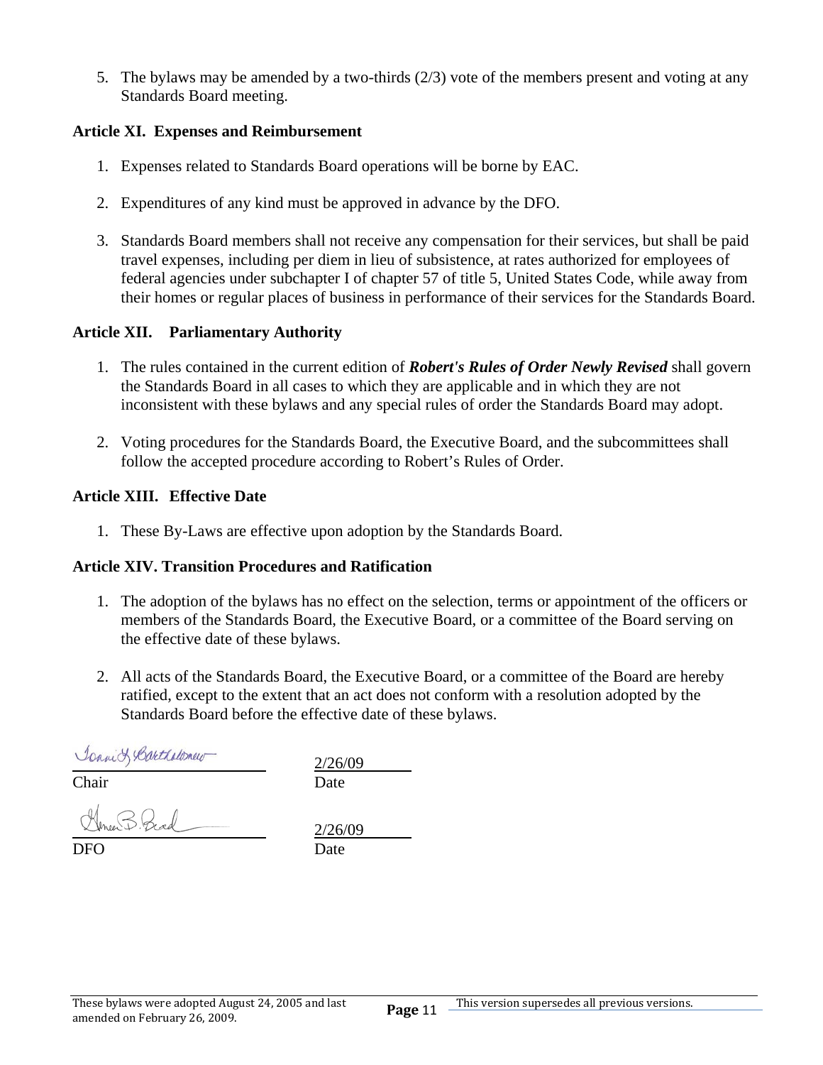5. The bylaws may be amended by a two-thirds (2/3) vote of the members present and voting at any Standards Board meeting.

**Article XI. Expenses and Reimbursement**

1. Expenses related to Standards Board operations will be borne by EAC.

2. Expenditures of any kind must be approved in advance by the DFO.

3. Standards Board members shall not receive any compensation for their services, but shall be paid travel expenses, including per diem in lieu of subsistence, at rates authorized for employees of federal agencies under subchapter I of chapter 57 of title 5, United States Code, while away from their homes or regular places of business in performance of their services for the Standards Board.

**Article XII. Parliamentary Authority**

1. The rules contained in the current edition of ***Robert's Rules of Order Newly Revised*** shall govern the Standards Board in all cases to which they are applicable and in which they are not inconsistent with these bylaws and any special rules of order the Standards Board may adopt.

2. Voting procedures for the Standards Board, the Executive Board, and the subcommittees shall follow the accepted procedure according to Robert's Rules of Order.

**Article XIII. Effective Date**

1. These By-Laws are effective upon adoption by the Standards Board.

**Article XIV. Transition Procedures and Ratification**

1. The adoption of the bylaws has no effect on the selection, terms or appointment of the officers or members of the Standards Board, the Executive Board, or a committee of the Board serving on the effective date of these bylaws.

2. All acts of the Standards Board, the Executive Board, or a committee of the Board are hereby ratified, except to the extent that an act does not conform with a resolution adopted by the Standards Board before the effective date of these bylaws.

Tonni J. Bartholomew — 2/26/09

Chair — Date

Gineen B. Beach — 2/26/09

DFO — Date

These bylaws were adopted August 24, 2005 and last amended on February 26, 2009.

This version supersedes all previous versions.